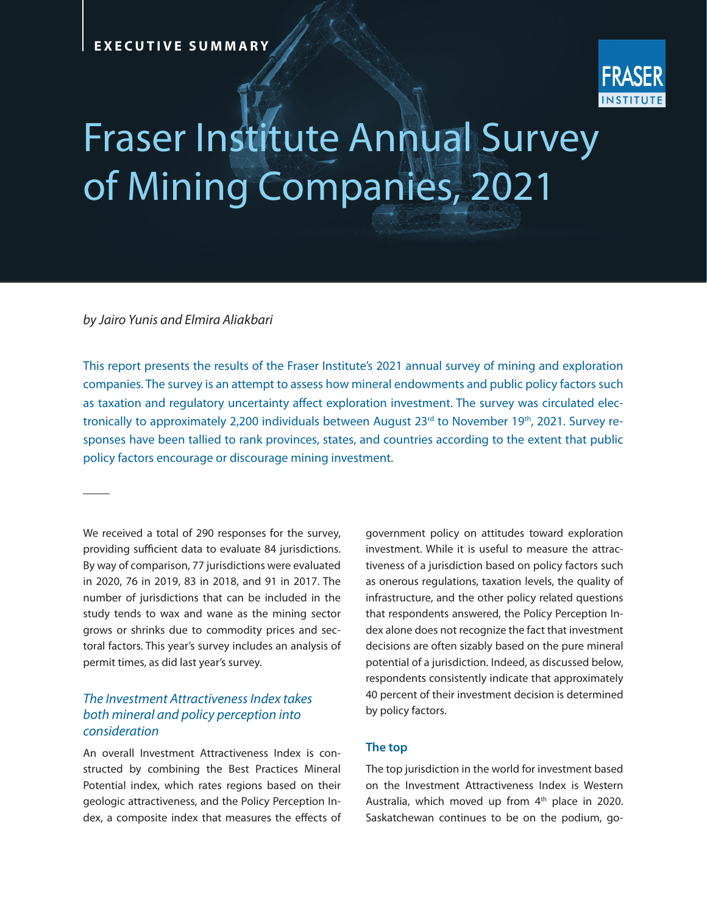EXECUTIVE SUMMARY

# Fraser Institute Annual Survey of Mining Companies, 2021

*by Jairo Yunis and Elmira Aliakbari*

This report presents the results of the Fraser Institute's 2021 annual survey of mining and exploration companies. The survey is an attempt to assess how mineral endowments and public policy factors such as taxation and regulatory uncertainty affect exploration investment. The survey was circulated electronically to approximately 2,200 individuals between August 23rd to November 19th, 2021. Survey responses have been tallied to rank provinces, states, and countries according to the extent that public policy factors encourage or discourage mining investment.

We received a total of 290 responses for the survey, providing sufficient data to evaluate 84 jurisdictions. By way of comparison, 77 jurisdictions were evaluated in 2020, 76 in 2019, 83 in 2018, and 91 in 2017. The number of jurisdictions that can be included in the study tends to wax and wane as the mining sector grows or shrinks due to commodity prices and sectoral factors. This year's survey includes an analysis of permit times, as did last year's survey.

### *The Investment Attractiveness Index takes both mineral and policy perception into consideration*

An overall Investment Attractiveness Index is constructed by combining the Best Practices Mineral Potential index, which rates regions based on their geologic attractiveness, and the Policy Perception Index, a composite index that measures the effects of government policy on attitudes toward exploration investment. While it is useful to measure the attractiveness of a jurisdiction based on policy factors such as onerous regulations, taxation levels, the quality of infrastructure, and the other policy related questions that respondents answered, the Policy Perception Index alone does not recognize the fact that investment decisions are often sizably based on the pure mineral potential of a jurisdiction. Indeed, as discussed below, respondents consistently indicate that approximately 40 percent of their investment decision is determined by policy factors.

### The top

The top jurisdiction in the world for investment based on the Investment Attractiveness Index is Western Australia, which moved up from 4th place in 2020. Saskatchewan continues to be on the podium, go-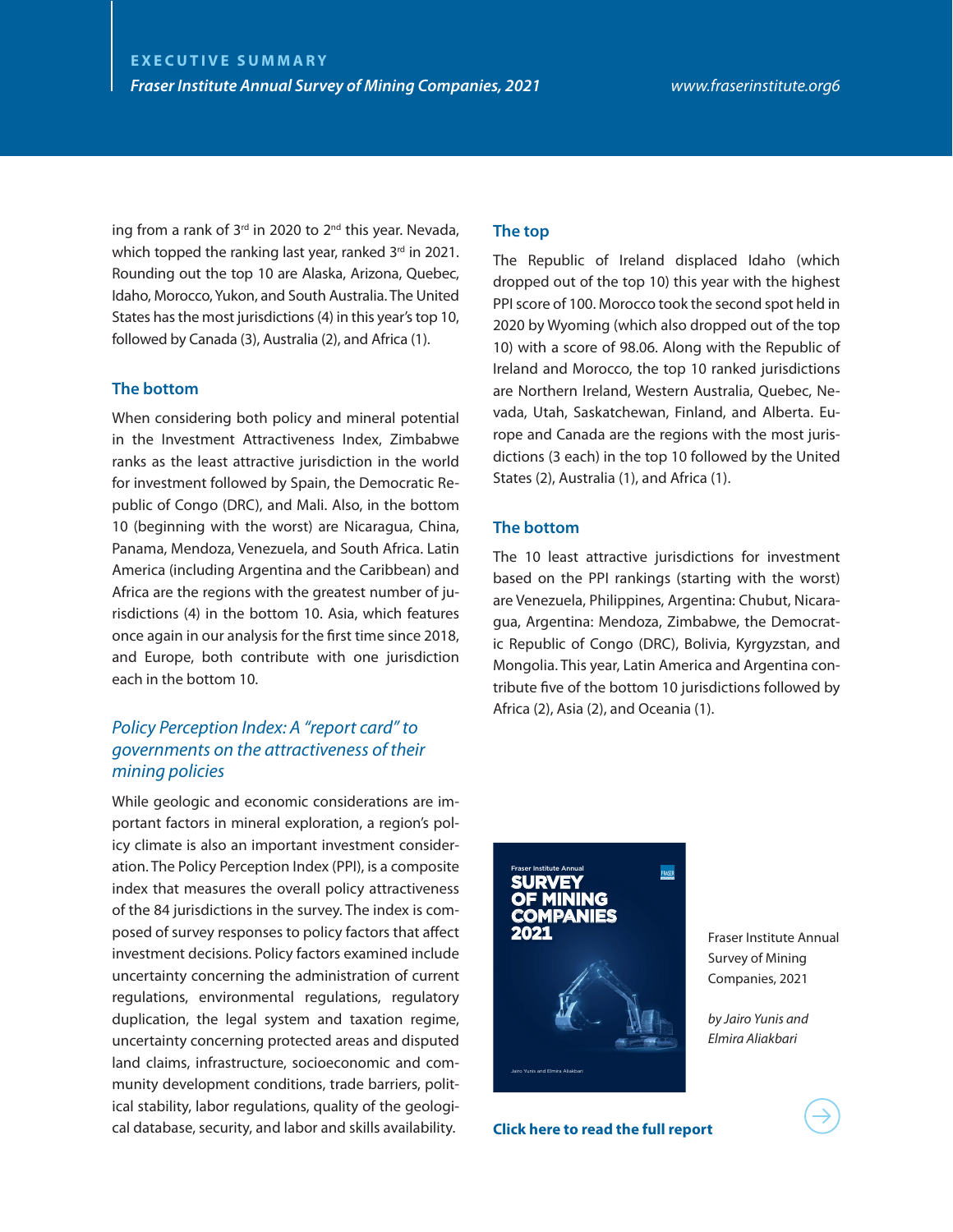ing from a rank of 3rd in 2020 to 2nd this year. Nevada, which topped the ranking last year, ranked 3rd in 2021. Rounding out the top 10 are Alaska, Arizona, Quebec, Idaho, Morocco, Yukon, and South Australia. The United States has the most jurisdictions (4) in this year's top 10, followed by Canada (3), Australia (2), and Africa (1).

### The bottom

When considering both policy and mineral potential in the Investment Attractiveness Index, Zimbabwe ranks as the least attractive jurisdiction in the world for investment followed by Spain, the Democratic Republic of Congo (DRC), and Mali. Also, in the bottom 10 (beginning with the worst) are Nicaragua, China, Panama, Mendoza, Venezuela, and South Africa. Latin America (including Argentina and the Caribbean) and Africa are the regions with the greatest number of jurisdictions (4) in the bottom 10. Asia, which features once again in our analysis for the first time since 2018, and Europe, both contribute with one jurisdiction each in the bottom 10.

## *Policy Perception Index: A "report card" to governments on the attractiveness of their mining policies*

While geologic and economic considerations are important factors in mineral exploration, a region's policy climate is also an important investment consideration. The Policy Perception Index (PPI), is a composite index that measures the overall policy attractiveness of the 84 jurisdictions in the survey. The index is composed of survey responses to policy factors that affect investment decisions. Policy factors examined include uncertainty concerning the administration of current regulations, environmental regulations, regulatory duplication, the legal system and taxation regime, uncertainty concerning protected areas and disputed land claims, infrastructure, socioeconomic and community development conditions, trade barriers, political stability, labor regulations, quality of the geological database, security, and labor and skills availability.

### The top

The Republic of Ireland displaced Idaho (which dropped out of the top 10) this year with the highest PPI score of 100. Morocco took the second spot held in 2020 by Wyoming (which also dropped out of the top 10) with a score of 98.06. Along with the Republic of Ireland and Morocco, the top 10 ranked jurisdictions are Northern Ireland, Western Australia, Quebec, Nevada, Utah, Saskatchewan, Finland, and Alberta. Europe and Canada are the regions with the most jurisdictions (3 each) in the top 10 followed by the United States (2), Australia (1), and Africa (1).

### The bottom

The 10 least attractive jurisdictions for investment based on the PPI rankings (starting with the worst) are Venezuela, Philippines, Argentina: Chubut, Nicaragua, Argentina: Mendoza, Zimbabwe, the Democratic Republic of Congo (DRC), Bolivia, Kyrgyzstan, and Mongolia. This year, Latin America and Argentina contribute five of the bottom 10 jurisdictions followed by Africa (2), Asia (2), and Oceania (1).

Fraser Institute Annual Survey of Mining Companies, 2021

*by Jairo Yunis and Elmira Aliakbari*

**Click here to read the full report**